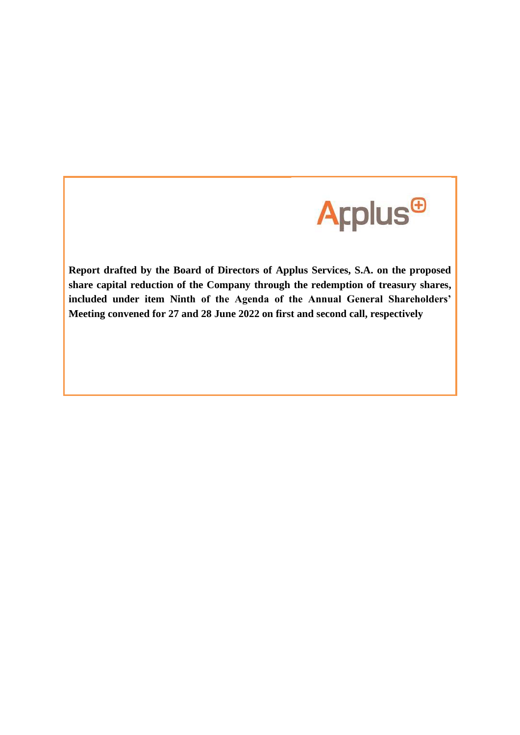Applus

**Report drafted by the Board of Directors of Applus Services, S.A. on the proposed share capital reduction of the Company through the redemption of treasury shares, included under item Ninth of the Agenda of the Annual General Shareholders' Meeting convened for 27 and 28 June 2022 on first and second call, respectively**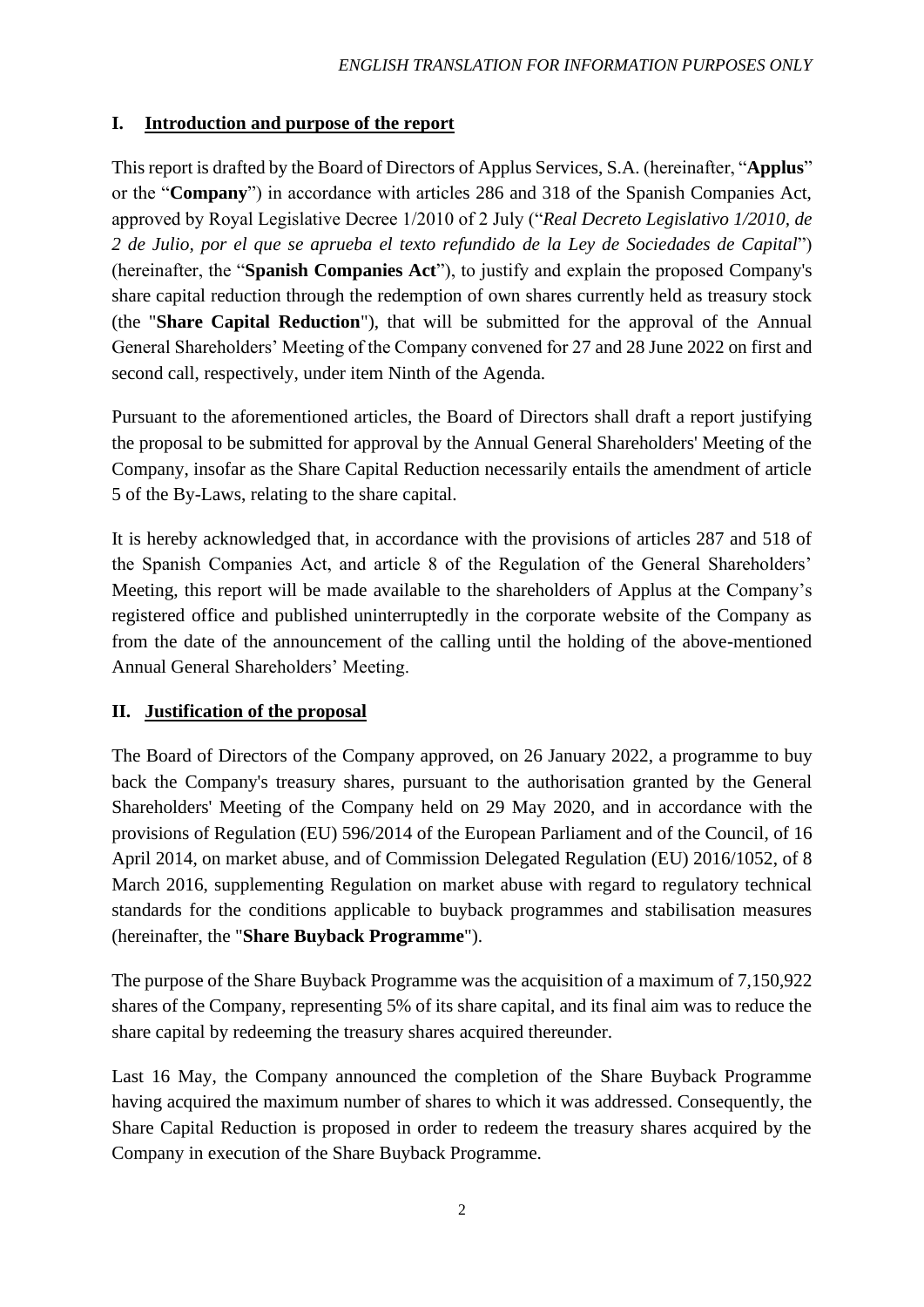## I. Introduction and purpose of the report

This report is drafted by the Board of Directors of Applus Services, S.A. (hereinafter, "**Applus**" or the "**Company**") in accordance with articles 286 and 318 of the Spanish Companies Act, approved by Royal Legislative Decree 1/2010 of 2 July ("*Real Decreto Legislativo 1/2010, de 2 de Julio, por el que se aprueba el texto refundido de la Ley de Sociedades de Capital*") (hereinafter, the "**Spanish Companies Act**"), to justify and explain the proposed Company's share capital reduction through the redemption of own shares currently held as treasury stock (the "**Share Capital Reduction**"), that will be submitted for the approval of the Annual General Shareholders' Meeting of the Company convened for 27 and 28 June 2022 on first and second call, respectively, under item Ninth of the Agenda.

Pursuant to the aforementioned articles, the Board of Directors shall draft a report justifying the proposal to be submitted for approval by the Annual General Shareholders' Meeting of the Company, insofar as the Share Capital Reduction necessarily entails the amendment of article 5 of the By-Laws, relating to the share capital.

It is hereby acknowledged that, in accordance with the provisions of articles 287 and 518 of the Spanish Companies Act, and article 8 of the Regulation of the General Shareholders' Meeting, this report will be made available to the shareholders of Applus at the Company's registered office and published uninterruptedly in the corporate website of the Company as from the date of the announcement of the calling until the holding of the above-mentioned Annual General Shareholders' Meeting.

## II. Justification of the proposal

The Board of Directors of the Company approved, on 26 January 2022, a programme to buy back the Company's treasury shares, pursuant to the authorisation granted by the General Shareholders' Meeting of the Company held on 29 May 2020, and in accordance with the provisions of Regulation (EU) 596/2014 of the European Parliament and of the Council, of 16 April 2014, on market abuse, and of Commission Delegated Regulation (EU) 2016/1052, of 8 March 2016, supplementing Regulation on market abuse with regard to regulatory technical standards for the conditions applicable to buyback programmes and stabilisation measures (hereinafter, the "**Share Buyback Programme**").

The purpose of the Share Buyback Programme was the acquisition of a maximum of 7,150,922 shares of the Company, representing 5% of its share capital, and its final aim was to reduce the share capital by redeeming the treasury shares acquired thereunder.

Last 16 May, the Company announced the completion of the Share Buyback Programme having acquired the maximum number of shares to which it was addressed. Consequently, the Share Capital Reduction is proposed in order to redeem the treasury shares acquired by the Company in execution of the Share Buyback Programme.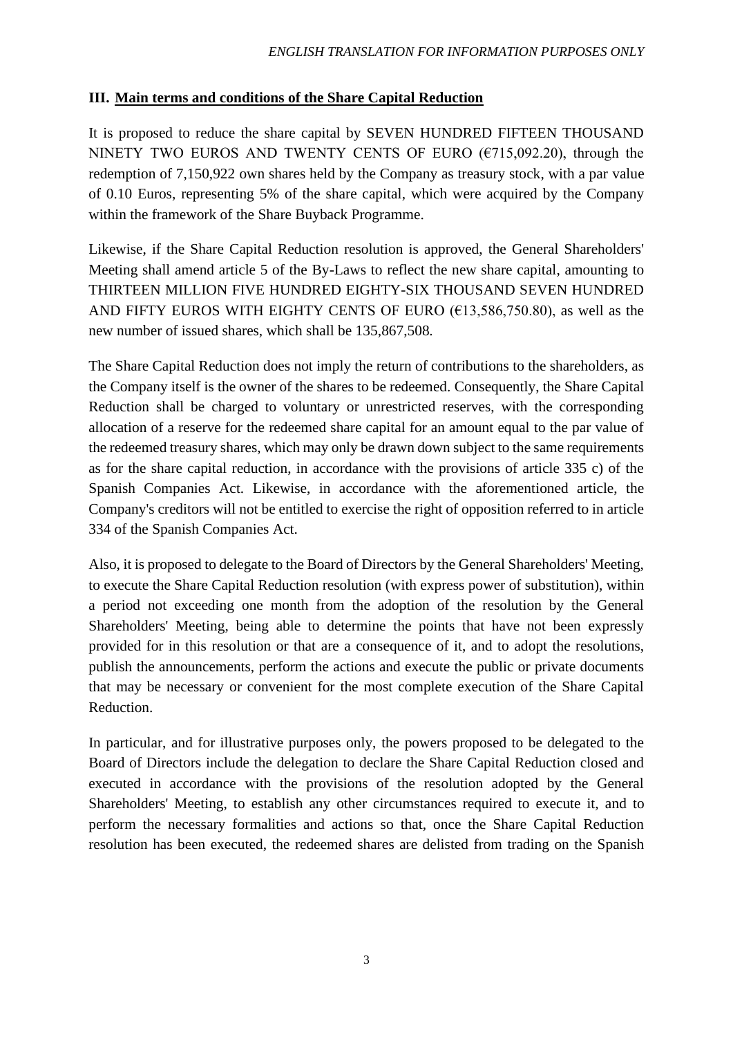### III. Main terms and conditions of the Share Capital Reduction

It is proposed to reduce the share capital by SEVEN HUNDRED FIFTEEN THOUSAND NINETY TWO EUROS AND TWENTY CENTS OF EURO (€715,092.20), through the redemption of 7,150,922 own shares held by the Company as treasury stock, with a par value of 0.10 Euros, representing 5% of the share capital, which were acquired by the Company within the framework of the Share Buyback Programme.

Likewise, if the Share Capital Reduction resolution is approved, the General Shareholders' Meeting shall amend article 5 of the By-Laws to reflect the new share capital, amounting to THIRTEEN MILLION FIVE HUNDRED EIGHTY-SIX THOUSAND SEVEN HUNDRED AND FIFTY EUROS WITH EIGHTY CENTS OF EURO (€13,586,750.80), as well as the new number of issued shares, which shall be 135,867,508.

The Share Capital Reduction does not imply the return of contributions to the shareholders, as the Company itself is the owner of the shares to be redeemed. Consequently, the Share Capital Reduction shall be charged to voluntary or unrestricted reserves, with the corresponding allocation of a reserve for the redeemed share capital for an amount equal to the par value of the redeemed treasury shares, which may only be drawn down subject to the same requirements as for the share capital reduction, in accordance with the provisions of article 335 c) of the Spanish Companies Act. Likewise, in accordance with the aforementioned article, the Company's creditors will not be entitled to exercise the right of opposition referred to in article 334 of the Spanish Companies Act.

Also, it is proposed to delegate to the Board of Directors by the General Shareholders' Meeting, to execute the Share Capital Reduction resolution (with express power of substitution), within a period not exceeding one month from the adoption of the resolution by the General Shareholders' Meeting, being able to determine the points that have not been expressly provided for in this resolution or that are a consequence of it, and to adopt the resolutions, publish the announcements, perform the actions and execute the public or private documents that may be necessary or convenient for the most complete execution of the Share Capital Reduction.

In particular, and for illustrative purposes only, the powers proposed to be delegated to the Board of Directors include the delegation to declare the Share Capital Reduction closed and executed in accordance with the provisions of the resolution adopted by the General Shareholders' Meeting, to establish any other circumstances required to execute it, and to perform the necessary formalities and actions so that, once the Share Capital Reduction resolution has been executed, the redeemed shares are delisted from trading on the Spanish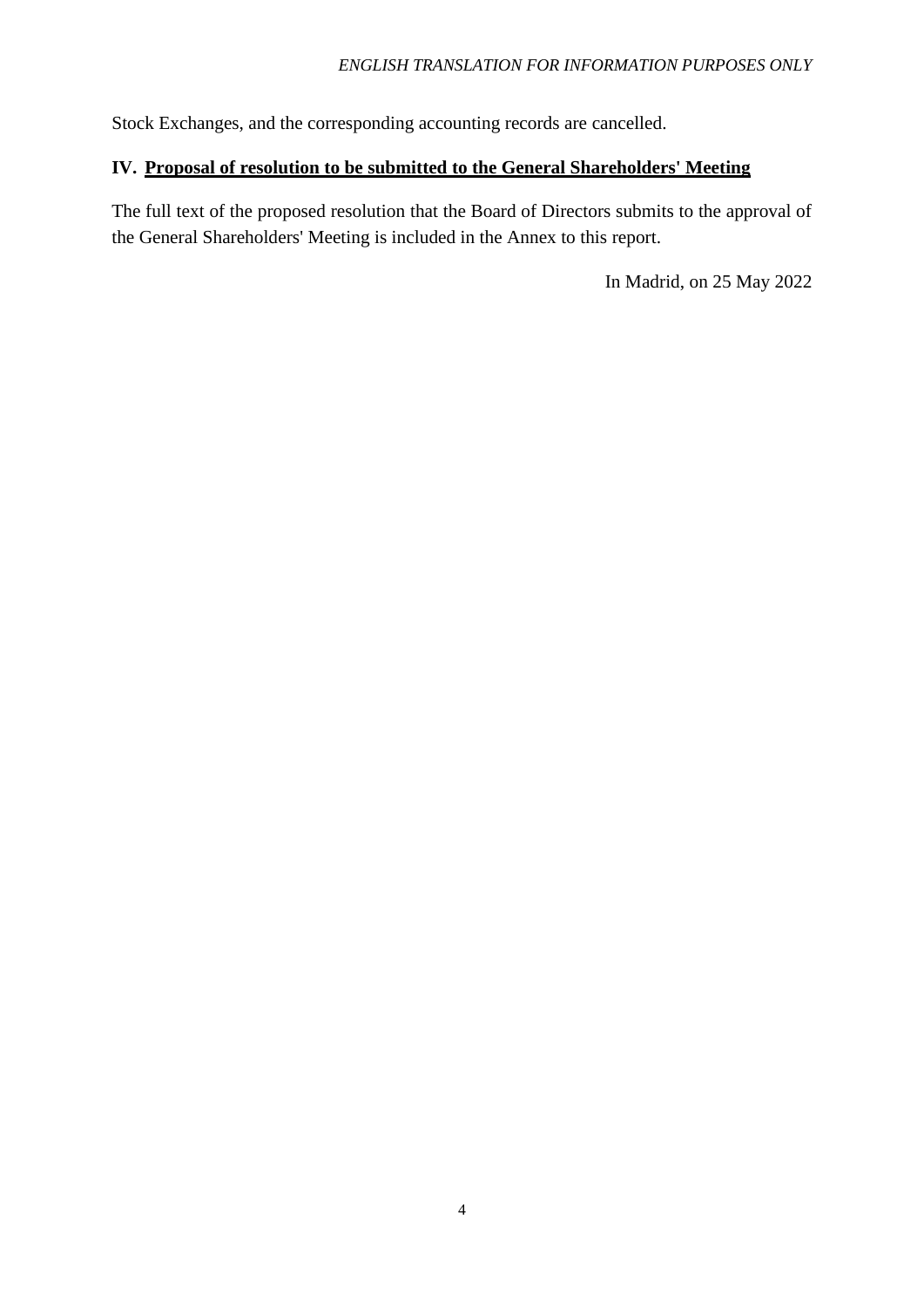Stock Exchanges, and the corresponding accounting records are cancelled.

## IV. Proposal of resolution to be submitted to the General Shareholders' Meeting

The full text of the proposed resolution that the Board of Directors submits to the approval of the General Shareholders' Meeting is included in the Annex to this report.

In Madrid, on 25 May 2022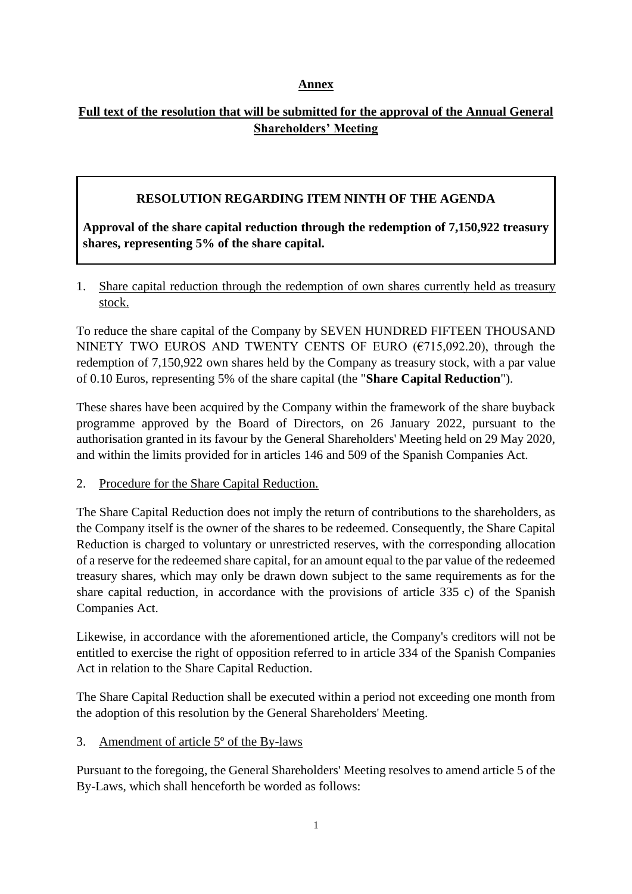**Annex**

**Full text of the resolution that will be submitted for the approval of the Annual General Shareholders' Meeting**

**RESOLUTION REGARDING ITEM NINTH OF THE AGENDA**

**Approval of the share capital reduction through the redemption of 7,150,922 treasury shares, representing 5% of the share capital.**

1. Share capital reduction through the redemption of own shares currently held as treasury stock.

To reduce the share capital of the Company by SEVEN HUNDRED FIFTEEN THOUSAND NINETY TWO EUROS AND TWENTY CENTS OF EURO (€715,092.20), through the redemption of 7,150,922 own shares held by the Company as treasury stock, with a par value of 0.10 Euros, representing 5% of the share capital (the "**Share Capital Reduction**").

These shares have been acquired by the Company within the framework of the share buyback programme approved by the Board of Directors, on 26 January 2022, pursuant to the authorisation granted in its favour by the General Shareholders' Meeting held on 29 May 2020, and within the limits provided for in articles 146 and 509 of the Spanish Companies Act.

2. Procedure for the Share Capital Reduction.

The Share Capital Reduction does not imply the return of contributions to the shareholders, as the Company itself is the owner of the shares to be redeemed. Consequently, the Share Capital Reduction is charged to voluntary or unrestricted reserves, with the corresponding allocation of a reserve for the redeemed share capital, for an amount equal to the par value of the redeemed treasury shares, which may only be drawn down subject to the same requirements as for the share capital reduction, in accordance with the provisions of article 335 c) of the Spanish Companies Act.

Likewise, in accordance with the aforementioned article, the Company's creditors will not be entitled to exercise the right of opposition referred to in article 334 of the Spanish Companies Act in relation to the Share Capital Reduction.

The Share Capital Reduction shall be executed within a period not exceeding one month from the adoption of this resolution by the General Shareholders' Meeting.

3. Amendment of article 5º of the By-laws

Pursuant to the foregoing, the General Shareholders' Meeting resolves to amend article 5 of the By-Laws, which shall henceforth be worded as follows: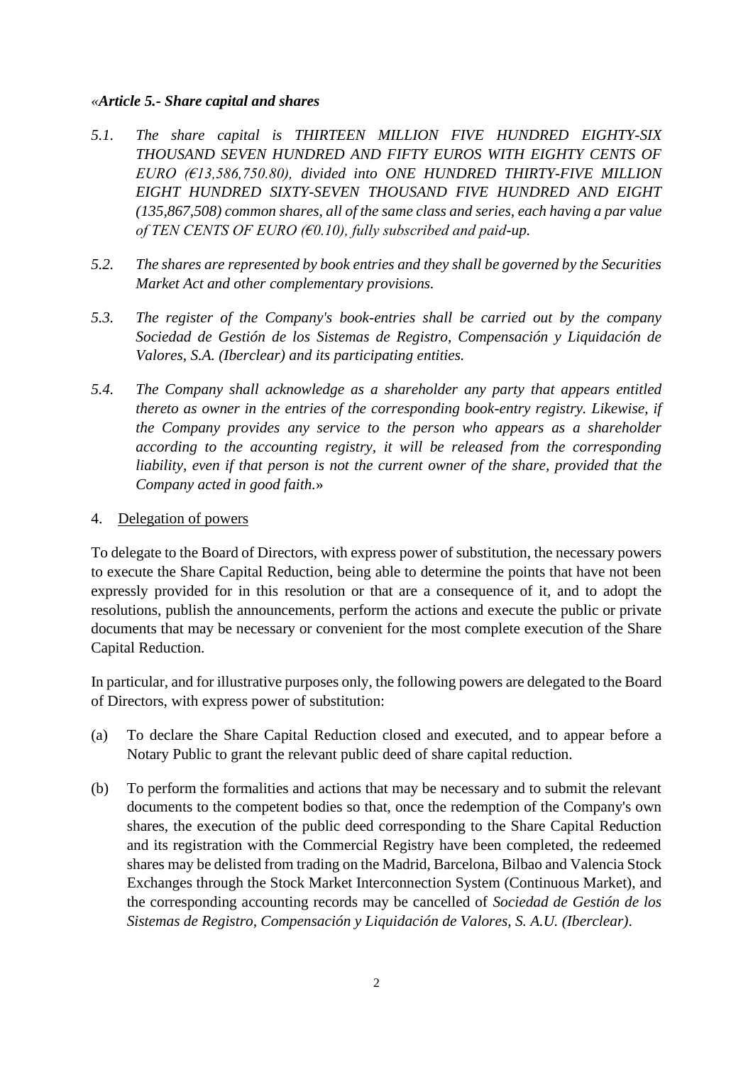*«Article 5.- Share capital and shares*

*5.1. The share capital is THIRTEEN MILLION FIVE HUNDRED EIGHTY-SIX THOUSAND SEVEN HUNDRED AND FIFTY EUROS WITH EIGHTY CENTS OF EURO (€13,586,750.80), divided into ONE HUNDRED THIRTY-FIVE MILLION EIGHT HUNDRED SIXTY-SEVEN THOUSAND FIVE HUNDRED AND EIGHT (135,867,508) common shares, all of the same class and series, each having a par value of TEN CENTS OF EURO (€0.10), fully subscribed and paid-up.*

*5.2. The shares are represented by book entries and they shall be governed by the Securities Market Act and other complementary provisions.*

*5.3. The register of the Company's book-entries shall be carried out by the company Sociedad de Gestión de los Sistemas de Registro, Compensación y Liquidación de Valores, S.A. (Iberclear) and its participating entities.*

*5.4. The Company shall acknowledge as a shareholder any party that appears entitled thereto as owner in the entries of the corresponding book-entry registry. Likewise, if the Company provides any service to the person who appears as a shareholder according to the accounting registry, it will be released from the corresponding liability, even if that person is not the current owner of the share, provided that the Company acted in good faith.»*

4. Delegation of powers

To delegate to the Board of Directors, with express power of substitution, the necessary powers to execute the Share Capital Reduction, being able to determine the points that have not been expressly provided for in this resolution or that are a consequence of it, and to adopt the resolutions, publish the announcements, perform the actions and execute the public or private documents that may be necessary or convenient for the most complete execution of the Share Capital Reduction.

In particular, and for illustrative purposes only, the following powers are delegated to the Board of Directors, with express power of substitution:

(a) To declare the Share Capital Reduction closed and executed, and to appear before a Notary Public to grant the relevant public deed of share capital reduction.

(b) To perform the formalities and actions that may be necessary and to submit the relevant documents to the competent bodies so that, once the redemption of the Company's own shares, the execution of the public deed corresponding to the Share Capital Reduction and its registration with the Commercial Registry have been completed, the redeemed shares may be delisted from trading on the Madrid, Barcelona, Bilbao and Valencia Stock Exchanges through the Stock Market Interconnection System (Continuous Market), and the corresponding accounting records may be cancelled of *Sociedad de Gestión de los Sistemas de Registro, Compensación y Liquidación de Valores, S. A.U. (Iberclear)*.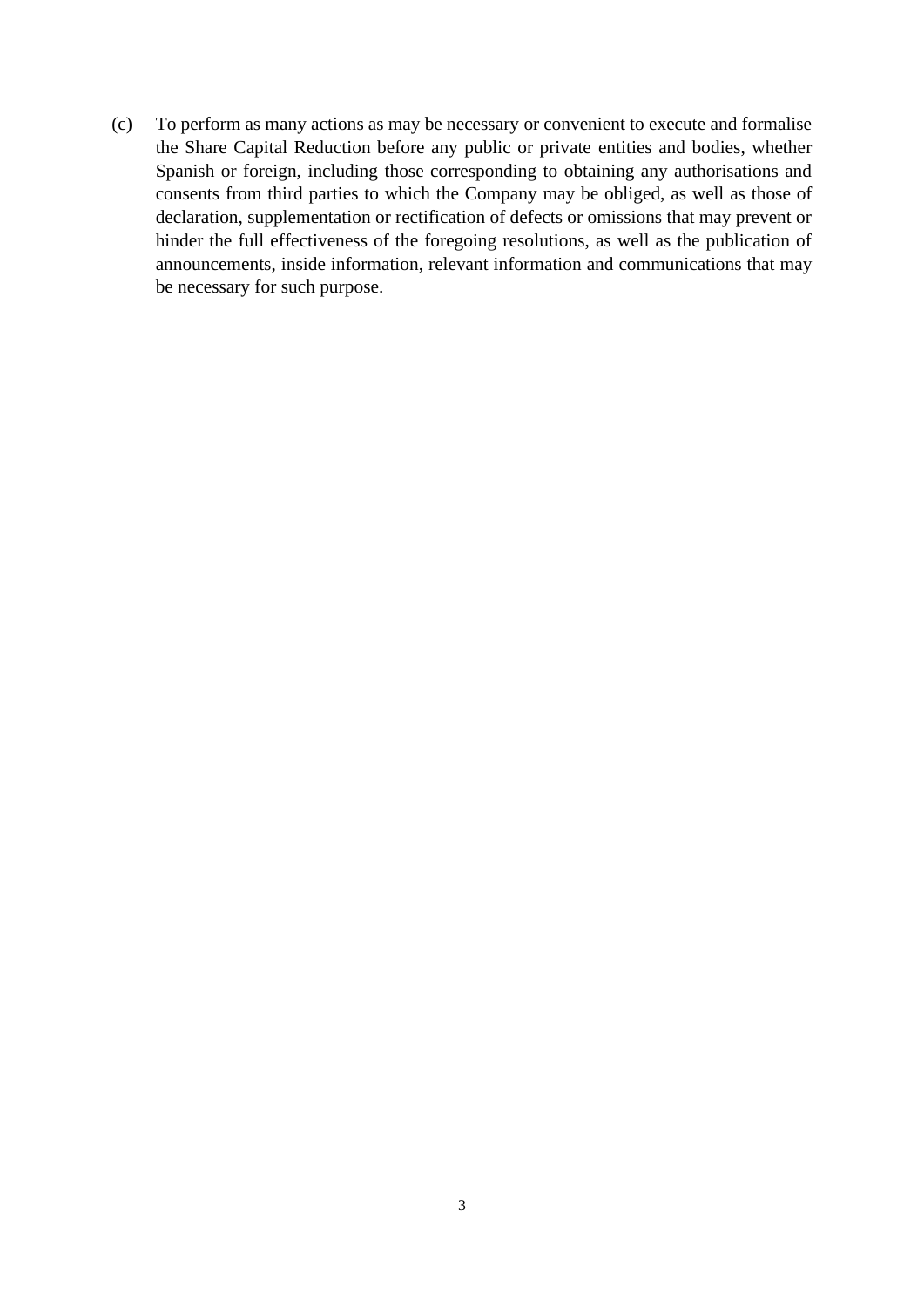(c) To perform as many actions as may be necessary or convenient to execute and formalise the Share Capital Reduction before any public or private entities and bodies, whether Spanish or foreign, including those corresponding to obtaining any authorisations and consents from third parties to which the Company may be obliged, as well as those of declaration, supplementation or rectification of defects or omissions that may prevent or hinder the full effectiveness of the foregoing resolutions, as well as the publication of announcements, inside information, relevant information and communications that may be necessary for such purpose.